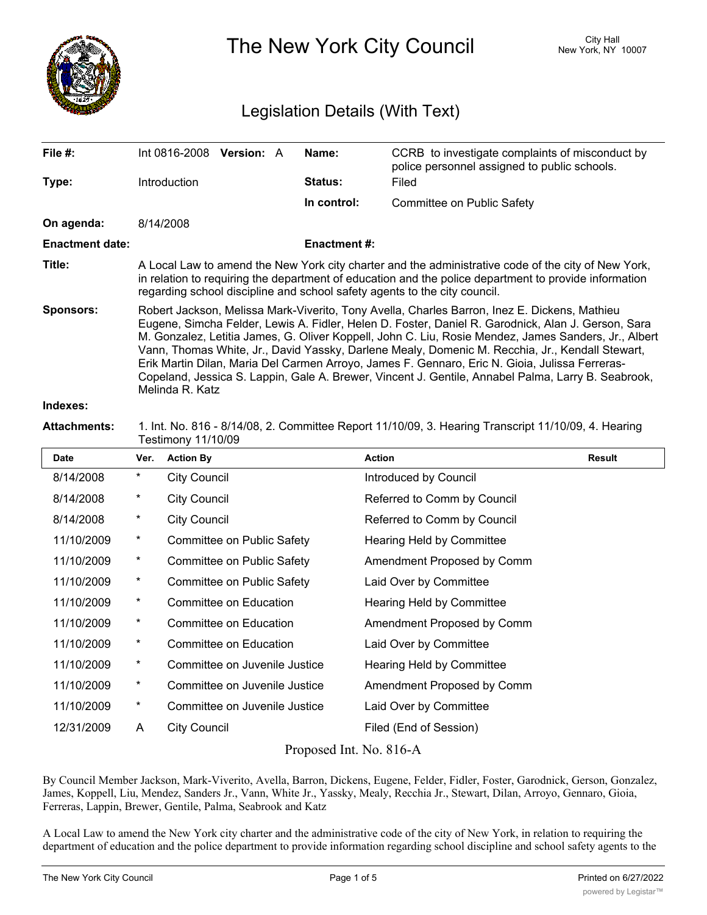# The New York City Council

City Hall
New York, NY 10007

## Legislation Details (With Text)

| | | | |
|---|---|---|---|
| **File #:** | Int 0816-2008 **Version:** A | **Name:** | CCRB to investigate complaints of misconduct by police personnel assigned to public schools. |
| **Type:** | Introduction | **Status:** | Filed |
| | | **In control:** | Committee on Public Safety |
| **On agenda:** | 8/14/2008 | | |
| **Enactment date:** | | **Enactment #:** | |

**Title:** A Local Law to amend the New York city charter and the administrative code of the city of New York, in relation to requiring the department of education and the police department to provide information regarding school discipline and school safety agents to the city council.

**Sponsors:** Robert Jackson, Melissa Mark-Viverito, Tony Avella, Charles Barron, Inez E. Dickens, Mathieu Eugene, Simcha Felder, Lewis A. Fidler, Helen D. Foster, Daniel R. Garodnick, Alan J. Gerson, Sara M. Gonzalez, Letitia James, G. Oliver Koppell, John C. Liu, Rosie Mendez, James Sanders, Jr., Albert Vann, Thomas White, Jr., David Yassky, Darlene Mealy, Domenic M. Recchia, Jr., Kendall Stewart, Erik Martin Dilan, Maria Del Carmen Arroyo, James F. Gennaro, Eric N. Gioia, Julissa Ferreras-Copeland, Jessica S. Lappin, Gale A. Brewer, Vincent J. Gentile, Annabel Palma, Larry B. Seabrook, Melinda R. Katz

**Indexes:**

**Attachments:** 1. Int. No. 816 - 8/14/08, 2. Committee Report 11/10/09, 3. Hearing Transcript 11/10/09, 4. Hearing Testimony 11/10/09

| Date | Ver. | Action By | Action | Result |
|---|---|---|---|---|
| 8/14/2008 | * | City Council | Introduced by Council | |
| 8/14/2008 | * | City Council | Referred to Comm by Council | |
| 8/14/2008 | * | City Council | Referred to Comm by Council | |
| 11/10/2009 | * | Committee on Public Safety | Hearing Held by Committee | |
| 11/10/2009 | * | Committee on Public Safety | Amendment Proposed by Comm | |
| 11/10/2009 | * | Committee on Public Safety | Laid Over by Committee | |
| 11/10/2009 | * | Committee on Education | Hearing Held by Committee | |
| 11/10/2009 | * | Committee on Education | Amendment Proposed by Comm | |
| 11/10/2009 | * | Committee on Education | Laid Over by Committee | |
| 11/10/2009 | * | Committee on Juvenile Justice | Hearing Held by Committee | |
| 11/10/2009 | * | Committee on Juvenile Justice | Amendment Proposed by Comm | |
| 11/10/2009 | * | Committee on Juvenile Justice | Laid Over by Committee | |
| 12/31/2009 | A | City Council | Filed (End of Session) | |

Proposed Int. No. 816-A

By Council Member Jackson, Mark-Viverito, Avella, Barron, Dickens, Eugene, Felder, Fidler, Foster, Garodnick, Gerson, Gonzalez, James, Koppell, Liu, Mendez, Sanders Jr., Vann, White Jr., Yassky, Mealy, Recchia Jr., Stewart, Dilan, Arroyo, Gennaro, Gioia, Ferreras, Lappin, Brewer, Gentile, Palma, Seabrook and Katz

A Local Law to amend the New York city charter and the administrative code of the city of New York, in relation to requiring the department of education and the police department to provide information regarding school discipline and school safety agents to the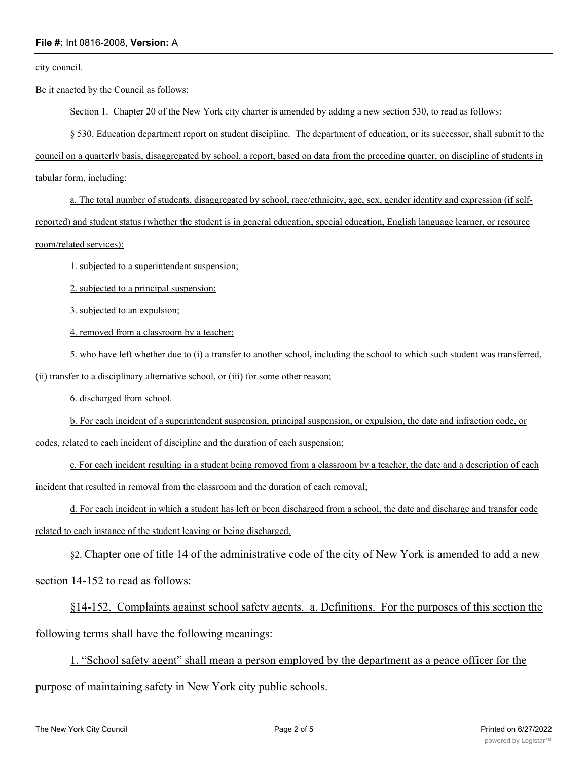city council.

Be it enacted by the Council as follows:

Section 1. Chapter 20 of the New York city charter is amended by adding a new section 530, to read as follows:

§ 530. Education department report on student discipline. The department of education, or its successor, shall submit to the council on a quarterly basis, disaggregated by school, a report, based on data from the preceding quarter, on discipline of students in tabular form, including:

a. The total number of students, disaggregated by school, race/ethnicity, age, sex, gender identity and expression (if self-reported) and student status (whether the student is in general education, special education, English language learner, or resource room/related services):

1. subjected to a superintendent suspension;

2. subjected to a principal suspension;

3. subjected to an expulsion;

4. removed from a classroom by a teacher;

5. who have left whether due to (i) a transfer to another school, including the school to which such student was transferred, (ii) transfer to a disciplinary alternative school, or (iii) for some other reason;

6. discharged from school.

b. For each incident of a superintendent suspension, principal suspension, or expulsion, the date and infraction code, or codes, related to each incident of discipline and the duration of each suspension;

c. For each incident resulting in a student being removed from a classroom by a teacher, the date and a description of each incident that resulted in removal from the classroom and the duration of each removal;

d. For each incident in which a student has left or been discharged from a school, the date and discharge and transfer code related to each instance of the student leaving or being discharged.

§2. Chapter one of title 14 of the administrative code of the city of New York is amended to add a new section 14-152 to read as follows:

§14-152. Complaints against school safety agents. a. Definitions. For the purposes of this section the following terms shall have the following meanings:

1. "School safety agent" shall mean a person employed by the department as a peace officer for the purpose of maintaining safety in New York city public schools.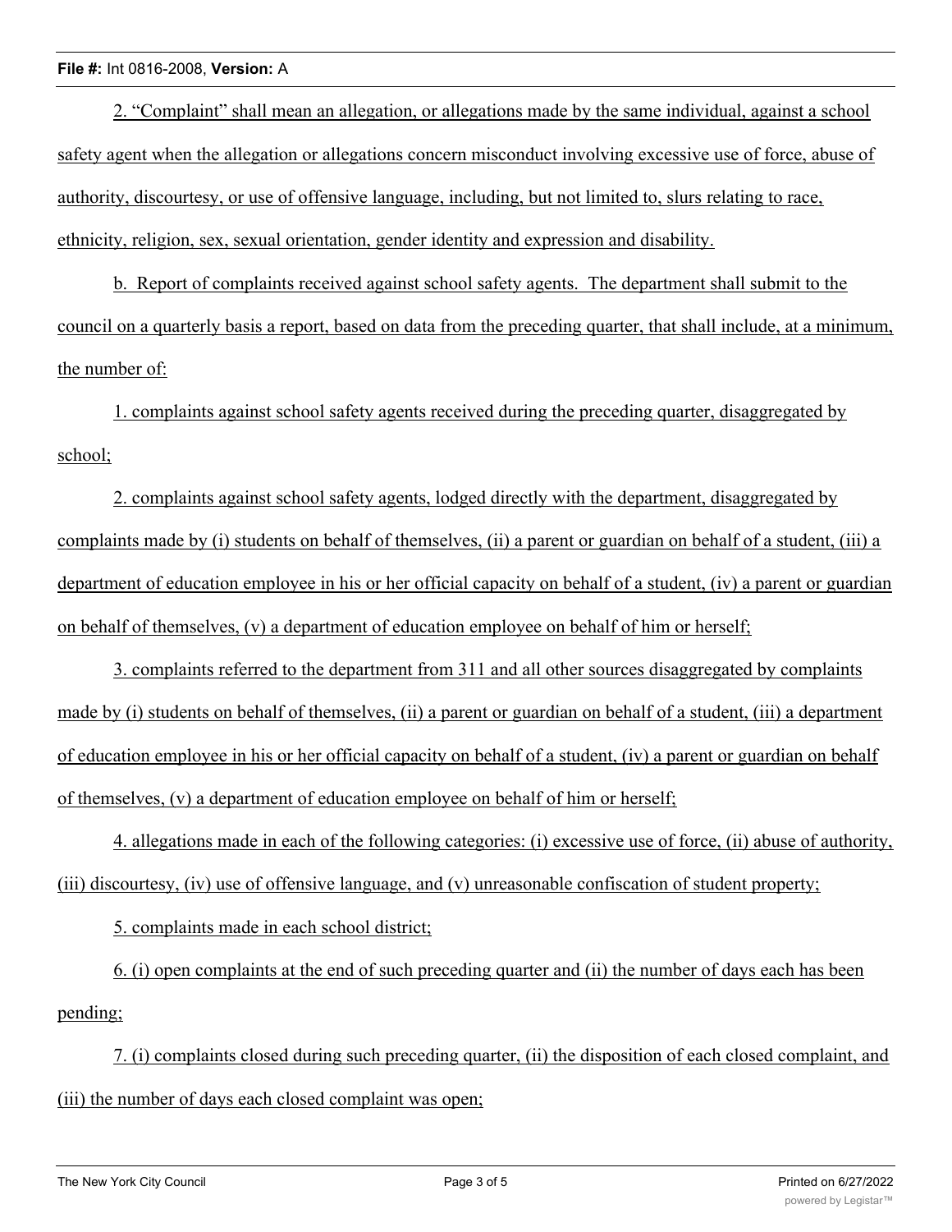2. “Complaint” shall mean an allegation, or allegations made by the same individual, against a school safety agent when the allegation or allegations concern misconduct involving excessive use of force, abuse of authority, discourtesy, or use of offensive language, including, but not limited to, slurs relating to race, ethnicity, religion, sex, sexual orientation, gender identity and expression and disability.

b. Report of complaints received against school safety agents. The department shall submit to the council on a quarterly basis a report, based on data from the preceding quarter, that shall include, at a minimum, the number of:

1. complaints against school safety agents received during the preceding quarter, disaggregated by school;

2. complaints against school safety agents, lodged directly with the department, disaggregated by complaints made by (i) students on behalf of themselves, (ii) a parent or guardian on behalf of a student, (iii) a department of education employee in his or her official capacity on behalf of a student, (iv) a parent or guardian on behalf of themselves, (v) a department of education employee on behalf of him or herself;

3. complaints referred to the department from 311 and all other sources disaggregated by complaints made by (i) students on behalf of themselves, (ii) a parent or guardian on behalf of a student, (iii) a department of education employee in his or her official capacity on behalf of a student, (iv) a parent or guardian on behalf of themselves, (v) a department of education employee on behalf of him or herself;

4. allegations made in each of the following categories: (i) excessive use of force, (ii) abuse of authority, (iii) discourtesy, (iv) use of offensive language, and (v) unreasonable confiscation of student property;

5. complaints made in each school district;

6. (i) open complaints at the end of such preceding quarter and (ii) the number of days each has been pending;

7. (i) complaints closed during such preceding quarter, (ii) the disposition of each closed complaint, and (iii) the number of days each closed complaint was open;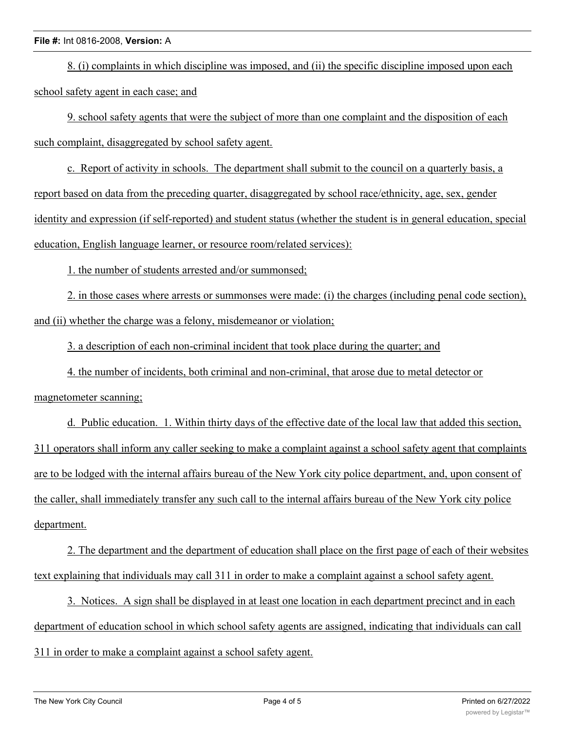8. (i) complaints in which discipline was imposed, and (ii) the specific discipline imposed upon each school safety agent in each case; and

9. school safety agents that were the subject of more than one complaint and the disposition of each such complaint, disaggregated by school safety agent.

c. Report of activity in schools. The department shall submit to the council on a quarterly basis, a report based on data from the preceding quarter, disaggregated by school race/ethnicity, age, sex, gender identity and expression (if self-reported) and student status (whether the student is in general education, special education, English language learner, or resource room/related services):

1. the number of students arrested and/or summonsed;

2. in those cases where arrests or summonses were made: (i) the charges (including penal code section), and (ii) whether the charge was a felony, misdemeanor or violation;

3. a description of each non-criminal incident that took place during the quarter; and

4. the number of incidents, both criminal and non-criminal, that arose due to metal detector or magnetometer scanning;

d. Public education. 1. Within thirty days of the effective date of the local law that added this section, 311 operators shall inform any caller seeking to make a complaint against a school safety agent that complaints are to be lodged with the internal affairs bureau of the New York city police department, and, upon consent of the caller, shall immediately transfer any such call to the internal affairs bureau of the New York city police department.

2. The department and the department of education shall place on the first page of each of their websites text explaining that individuals may call 311 in order to make a complaint against a school safety agent.

3. Notices. A sign shall be displayed in at least one location in each department precinct and in each department of education school in which school safety agents are assigned, indicating that individuals can call 311 in order to make a complaint against a school safety agent.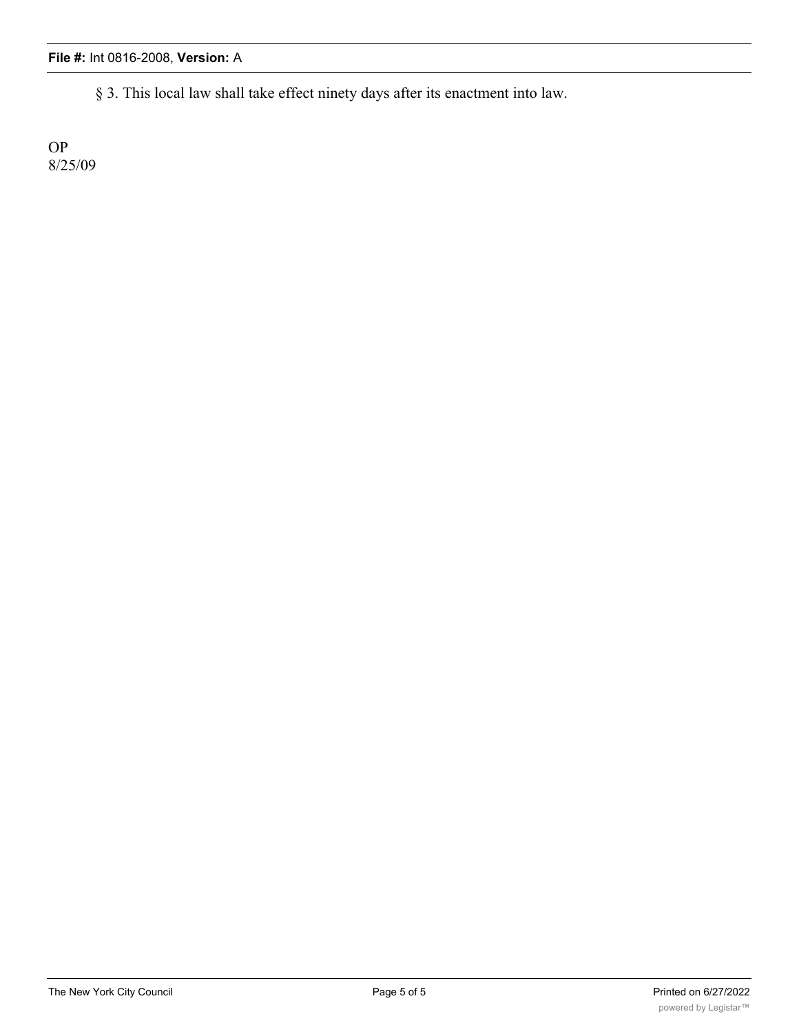§ 3. This local law shall take effect ninety days after its enactment into law.

OP
8/25/09